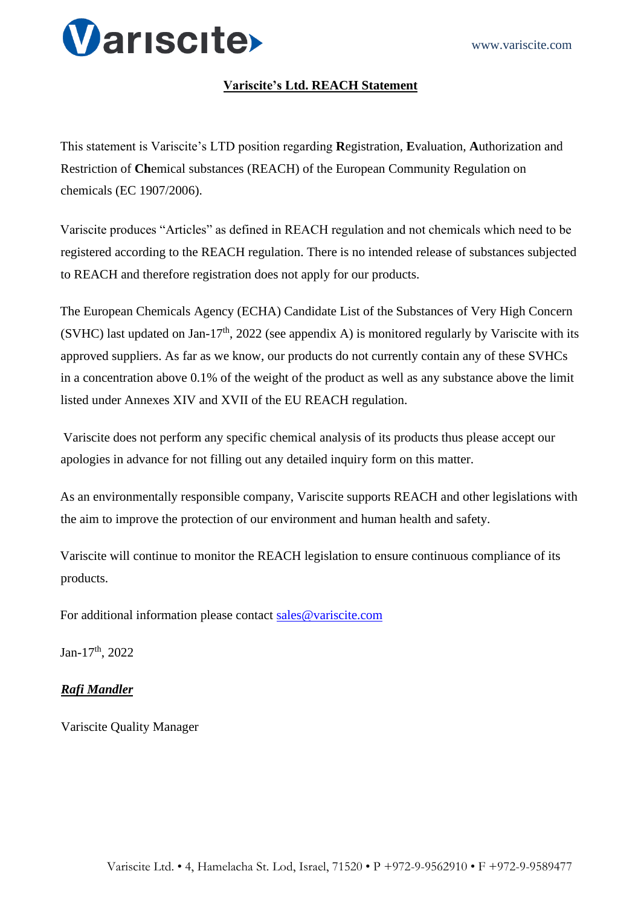# Variscite's Ltd. REACH Statement

This statement is Variscite's LTD position regarding **R**egistration, **E**valuation, **A**uthorization and Restriction of **Ch**emical substances (REACH) of the European Community Regulation on chemicals (EC 1907/2006).

Variscite produces "Articles" as defined in REACH regulation and not chemicals which need to be registered according to the REACH regulation. There is no intended release of substances subjected to REACH and therefore registration does not apply for our products.

The European Chemicals Agency (ECHA) Candidate List of the Substances of Very High Concern (SVHC) last updated on Jan-17th, 2022 (see appendix A) is monitored regularly by Variscite with its approved suppliers. As far as we know, our products do not currently contain any of these SVHCs in a concentration above 0.1% of the weight of the product as well as any substance above the limit listed under Annexes XIV and XVII of the EU REACH regulation.

Variscite does not perform any specific chemical analysis of its products thus please accept our apologies in advance for not filling out any detailed inquiry form on this matter.

As an environmentally responsible company, Variscite supports REACH and other legislations with the aim to improve the protection of our environment and human health and safety.

Variscite will continue to monitor the REACH legislation to ensure continuous compliance of its products.

For additional information please contact sales@variscite.com

Jan-17th, 2022

***Rafi Mandler***

Variscite Quality Manager

Variscite Ltd. • 4, Hamelacha St. Lod, Israel, 71520 • P +972-9-9562910 • F +972-9-9589477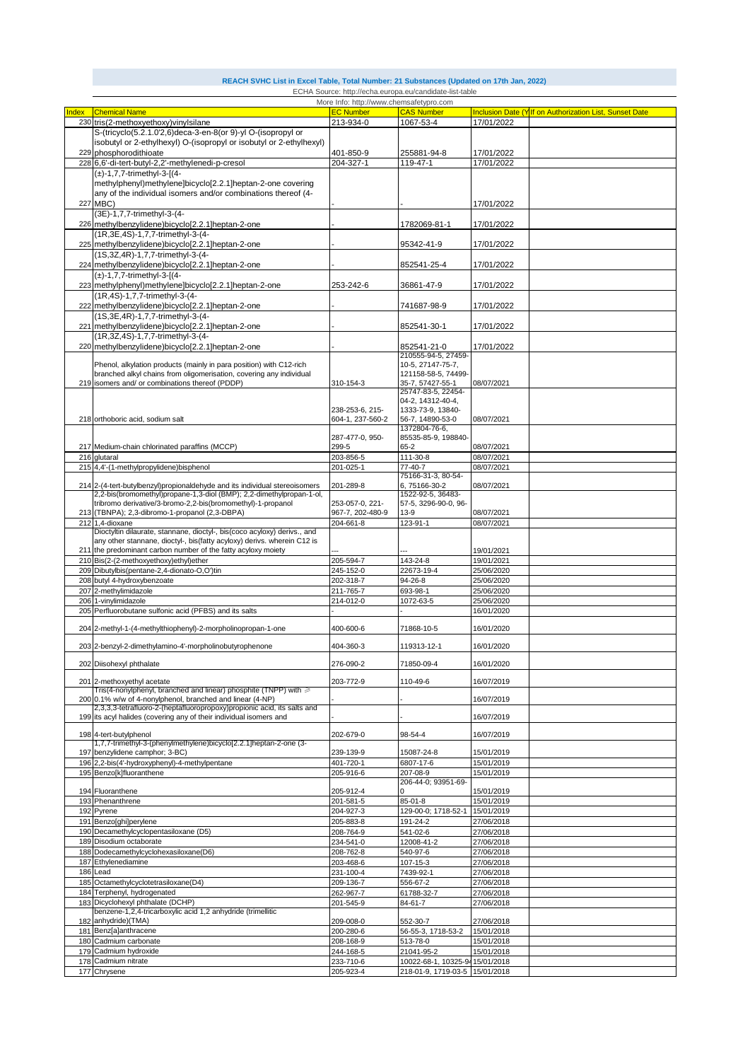**REACH SVHC List in Excel Table, Total Number: 21 Substances (Updated on 17th Jan, 2022)**

ECHA Source: http://echa.europa.eu/candidate-list-table

More Info: http://www.chemsafetypro.com

| Index | Chemical Name | EC Number | CAS Number | Inclusion Date (Y | If on Authorization List, Sunset Date |
|---|---|---|---|---|---|
| 230 | tris(2-methoxyethoxy)vinylsilane | 213-934-0 | 1067-53-4 | 17/01/2022 | |
| 229 | S-(tricyclo(5.2.1.0'2,6)deca-3-en-8(or 9)-yl O-(isopropyl or isobutyl or 2-ethylhexyl) O-(isopropyl or isobutyl or 2-ethylhexyl) phosphorodithioate | 401-850-9 | 255881-94-8 | 17/01/2022 | |
| 228 | 6,6'-di-tert-butyl-2,2'-methylenedi-p-cresol | 204-327-1 | 119-47-1 | 17/01/2022 | |
| 227 | (±)-1,7,7-trimethyl-3-[(4-methylphenyl)methylene]bicyclo[2.2.1]heptan-2-one covering any of the individual isomers and/or combinations thereof (4-MBC) | - | - | 17/01/2022 | |
| 226 | (3E)-1,7,7-trimethyl-3-(4-methylbenzylidene)bicyclo[2.2.1]heptan-2-one | - | 1782069-81-1 | 17/01/2022 | |
| 225 | (1R,3E,4S)-1,7,7-trimethyl-3-(4-methylbenzylidene)bicyclo[2.2.1]heptan-2-one | - | 95342-41-9 | 17/01/2022 | |
| 224 | (1S,3Z,4R)-1,7,7-trimethyl-3-(4-methylbenzylidene)bicyclo[2.2.1]heptan-2-one | - | 852541-25-4 | 17/01/2022 | |
| 223 | (±)-1,7,7-trimethyl-3-[(4-methylphenyl)methylene]bicyclo[2.2.1]heptan-2-one | 253-242-6 | 36861-47-9 | 17/01/2022 | |
| 222 | (1R,4S)-1,7,7-trimethyl-3-(4-methylbenzylidene)bicyclo[2.2.1]heptan-2-one | - | 741687-98-9 | 17/01/2022 | |
| 221 | (1S,3E,4R)-1,7,7-trimethyl-3-(4-methylbenzylidene)bicyclo[2.2.1]heptan-2-one | - | 852541-30-1 | 17/01/2022 | |
| 220 | (1R,3Z,4S)-1,7,7-trimethyl-3-(4-methylbenzylidene)bicyclo[2.2.1]heptan-2-one | - | 852541-21-0 | 17/01/2022 | |
| 219 | Phenol, alkylation products (mainly in para position) with C12-rich branched alkyl chains from oligomerisation, covering any individual isomers and/ or combinations thereof (PDDP) | 310-154-3 | 210555-94-5, 27459-10-5, 27147-75-7, 121158-58-5, 74499-35-7, 57427-55-1 | 08/07/2021 | |
| 218 | orthoboric acid, sodium salt | 238-253-6, 215-604-1, 237-560-2 | 25747-83-5, 22454-04-2, 14312-40-4, 1333-73-9, 13840-56-7, 14890-53-0 | 08/07/2021 | |
| 217 | Medium-chain chlorinated paraffins (MCCP) | 287-477-0, 950-299-5 | 1372804-76-6, 85535-85-9, 198840-65-2 | 08/07/2021 | |
| 216 | glutaral | 203-856-5 | 111-30-8 | 08/07/2021 | |
| 215 | 4,4'-(1-methylpropylidene)bisphenol | 201-025-1 | 77-40-7 | 08/07/2021 | |
| 214 | 2-(4-tert-butylbenzyl)propionaldehyde and its individual stereoisomers | 201-289-8 | 75166-31-3, 80-54-6, 75166-30-2 | 08/07/2021 | |
| 213 | 2,2-bis(bromomethyl)propane-1,3-diol (BMP); 2,2-dimethylpropan-1-ol, tribromo derivative/3-bromo-2,2-bis(bromomethyl)-1-propanol (TBNPA); 2,3-dibromo-1-propanol (2,3-DBPA) | 253-057-0, 221-967-7, 202-480-9 | 1522-92-5, 36483-57-5, 3296-90-0, 96-13-9 | 08/07/2021 | |
| 212 | 1,4-dioxane | 204-661-8 | 123-91-1 | 08/07/2021 | |
| 211 | Dioctyltin dilaurate, stannane, dioctyl-, bis(coco acyloxy) derivs., and any other stannane, dioctyl-, bis(fatty acyloxy) derivs. wherein C12 is the predominant carbon number of the fatty acyloxy moiety | --- | --- | 19/01/2021 | |
| 210 | Bis(2-(2-methoxyethoxy)ethyl)ether | 205-594-7 | 143-24-8 | 19/01/2021 | |
| 209 | Dibutylbis(pentane-2,4-dionato-O,O')tin | 245-152-0 | 22673-19-4 | 25/06/2020 | |
| 208 | butyl 4-hydroxybenzoate | 202-318-7 | 94-26-8 | 25/06/2020 | |
| 207 | 2-methylimidazole | 211-765-7 | 693-98-1 | 25/06/2020 | |
| 206 | 1-vinylimidazole | 214-012-0 | 1072-63-5 | 25/06/2020 | |
| 205 | Perfluorobutane sulfonic acid (PFBS) and its salts | - | - | 16/01/2020 | |
| 204 | 2-methyl-1-(4-methylthiophenyl)-2-morpholinopropan-1-one | 400-600-6 | 71868-10-5 | 16/01/2020 | |
| 203 | 2-benzyl-2-dimethylamino-4'-morpholinobutyrophenone | 404-360-3 | 119313-12-1 | 16/01/2020 | |
| 202 | Diisohexyl phthalate | 276-090-2 | 71850-09-4 | 16/01/2020 | |
| 201 | 2-methoxyethyl acetate | 203-772-9 | 110-49-6 | 16/07/2019 | |
| 200 | Tris(4-nonylphenyl, branched and linear) phosphite (TNPP) with ≥ 0.1% w/w of 4-nonylphenol, branched and linear (4-NP) | - | - | 16/07/2019 | |
| 199 | 2,3,3,3-tetrafluoro-2-(heptafluoropropoxy)propionic acid, its salts and its acyl halides (covering any of their individual isomers and | - | - | 16/07/2019 | |
| 198 | 4-tert-butylphenol | 202-679-0 | 98-54-4 | 16/07/2019 | |
| 197 | 1,7,7-trimethyl-3-(phenylmethylene)bicyclo[2.2.1]heptan-2-one (3-benzylidene camphor; 3-BC) | 239-139-9 | 15087-24-8 | 15/01/2019 | |
| 196 | 2,2-bis(4'-hydroxyphenyl)-4-methylpentane | 401-720-1 | 6807-17-6 | 15/01/2019 | |
| 195 | Benzo[k]fluoranthene | 205-916-6 | 207-08-9 | 15/01/2019 | |
| 194 | Fluoranthene | 205-912-4 | 206-44-0; 93951-69-0 | 15/01/2019 | |
| 193 | Phenanthrene | 201-581-5 | 85-01-8 | 15/01/2019 | |
| 192 | Pyrene | 204-927-3 | 129-00-0; 1718-52-1 | 15/01/2019 | |
| 191 | Benzo[ghi]perylene | 205-883-8 | 191-24-2 | 27/06/2018 | |
| 190 | Decamethylcyclopentasiloxane (D5) | 208-764-9 | 541-02-6 | 27/06/2018 | |
| 189 | Disodium octaborate | 234-541-0 | 12008-41-2 | 27/06/2018 | |
| 188 | Dodecamethylcyclohexasiloxane(D6) | 208-762-8 | 540-97-6 | 27/06/2018 | |
| 187 | Ethylenediamine | 203-468-6 | 107-15-3 | 27/06/2018 | |
| 186 | Lead | 231-100-4 | 7439-92-1 | 27/06/2018 | |
| 185 | Octamethylcyclotetrasiloxane(D4) | 209-136-7 | 556-67-2 | 27/06/2018 | |
| 184 | Terphenyl, hydrogenated | 262-967-7 | 61788-32-7 | 27/06/2018 | |
| 183 | Dicyclohexyl phthalate (DCHP) | 201-545-9 | 84-61-7 | 27/06/2018 | |
| 182 | benzene-1,2,4-tricarboxylic acid 1,2 anhydride (trimellitic anhydride)(TMA) | 209-008-0 | 552-30-7 | 27/06/2018 | |
| 181 | Benz[a]anthracene | 200-280-6 | 56-55-3, 1718-53-2 | 15/01/2018 | |
| 180 | Cadmium carbonate | 208-168-9 | 513-78-0 | 15/01/2018 | |
| 179 | Cadmium hydroxide | 244-168-5 | 21041-95-2 | 15/01/2018 | |
| 178 | Cadmium nitrate | 233-710-6 | 10022-68-1, 10325-94 | 15/01/2018 | |
| 177 | Chrysene | 205-923-4 | 218-01-9, 1719-03-5 | 15/01/2018 | |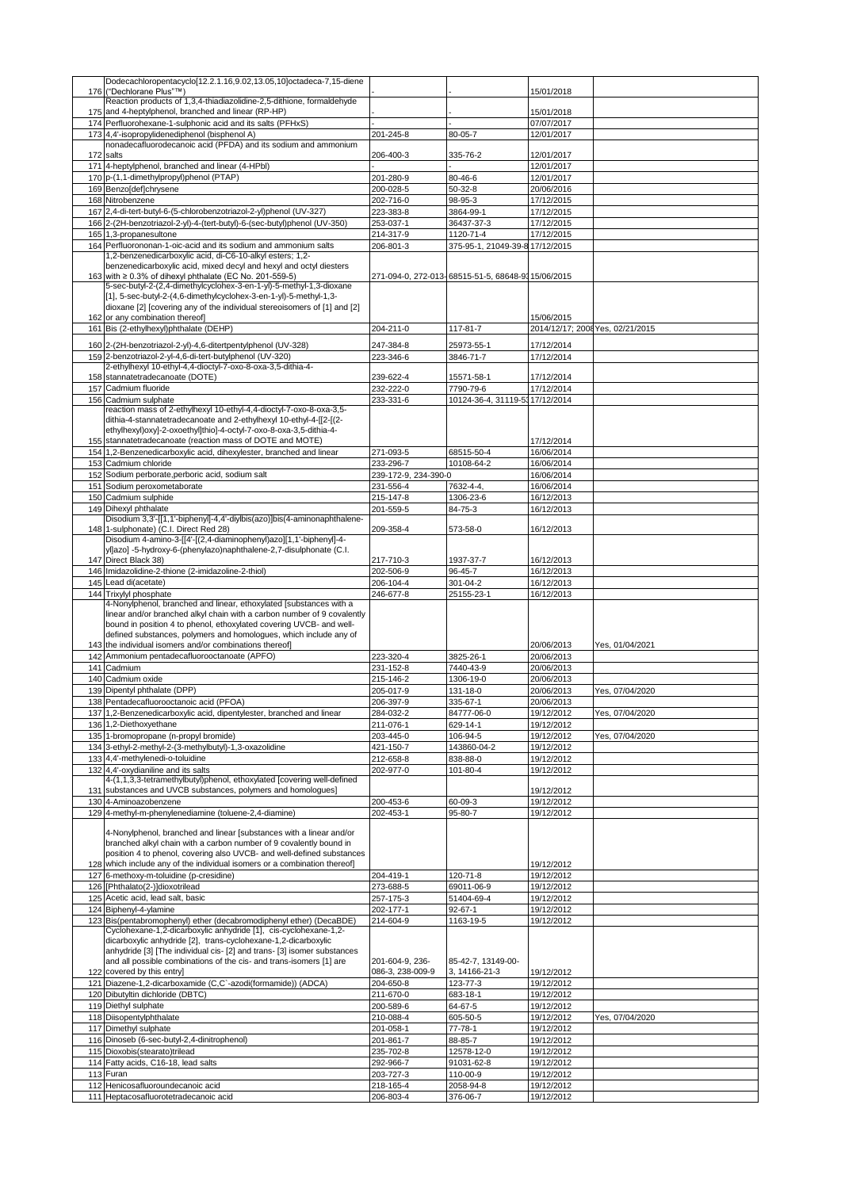| | | | | | |
|---|---|---|---|---|---|
| 176 | Dodecachloropentacyclo[12.2.1.16,9.02,13.05,10]octadeca-7,15-diene ("Dechlorane Plus"™) | - | - | 15/01/2018 | |
| 175 | Reaction products of 1,3,4-thiadiazolidine-2,5-dithione, formaldehyde and 4-heptylphenol, branched and linear (RP-HP) | - | - | 15/01/2018 | |
| 174 | Perfluorohexane-1-sulphonic acid and its salts (PFHxS) | - | - | 07/07/2017 | |
| 173 | 4,4'-isopropylidenediphenol (bisphenol A) | 201-245-8 | 80-05-7 | 12/01/2017 | |
| 172 | nonadecafluorodecanoic acid (PFDA) and its sodium and ammonium salts | 206-400-3 | 335-76-2 | 12/01/2017 | |
| 171 | 4-heptylphenol, branched and linear (4-HPbl) | - | - | 12/01/2017 | |
| 170 | p-(1,1-dimethylpropyl)phenol (PTAP) | 201-280-9 | 80-46-6 | 12/01/2017 | |
| 169 | Benzo[def]chrysene | 200-028-5 | 50-32-8 | 20/06/2016 | |
| 168 | Nitrobenzene | 202-716-0 | 98-95-3 | 17/12/2015 | |
| 167 | 2,4-di-tert-butyl-6-(5-chlorobenzotriazol-2-yl)phenol (UV-327) | 223-383-8 | 3864-99-1 | 17/12/2015 | |
| 166 | 2-(2H-benzotriazol-2-yl)-4-(tert-butyl)-6-(sec-butyl)phenol (UV-350) | 253-037-1 | 36437-37-3 | 17/12/2015 | |
| 165 | 1,3-propanesultone | 214-317-9 | 1120-71-4 | 17/12/2015 | |
| 164 | Perfluorononan-1-oic-acid and its sodium and ammonium salts | 206-801-3 | 375-95-1, 21049-39-8 | 17/12/2015 | |
| 163 | 1,2-benzenedicarboxylic acid, di-C6-10-alkyl esters; 1,2-benzenedicarboxylic acid, mixed decyl and hexyl and octyl diesters with ≥ 0.3% of dihexyl phthalate (EC No. 201-559-5) | 271-094-0, 272-013- | 68515-51-5, 68648-93 | 15/06/2015 | |
| 162 | 5-sec-butyl-2-(2,4-dimethylcyclohex-3-en-1-yl)-5-methyl-1,3-dioxane [1], 5-sec-butyl-2-(4,6-dimethylcyclohex-3-en-1-yl)-5-methyl-1,3-dioxane [2] [covering any of the individual stereoisomers of [1] and [2] or any combination thereof] | | | 15/06/2015 | |
| 161 | Bis (2-ethylhexyl)phthalate (DEHP) | 204-211-0 | 117-81-7 | 2014/12/17; 2008 | Yes, 02/21/2015 |
| 160 | 2-(2H-benzotriazol-2-yl)-4,6-ditertpentylphenol (UV-328) | 247-384-8 | 25973-55-1 | 17/12/2014 | |
| 159 | 2-benzotriazol-2-yl-4,6-di-tert-butylphenol (UV-320) | 223-346-6 | 3846-71-7 | 17/12/2014 | |
| 158 | 2-ethylhexyl 10-ethyl-4,4-dioctyl-7-oxo-8-oxa-3,5-dithia-4-stannatetradecanoate (DOTE) | 239-622-4 | 15571-58-1 | 17/12/2014 | |
| 157 | Cadmium fluoride | 232-222-0 | 7790-79-6 | 17/12/2014 | |
| 156 | Cadmium sulphate | 233-331-6 | 10124-36-4, 31119-53 | 17/12/2014 | |
| 155 | reaction mass of 2-ethylhexyl 10-ethyl-4,4-dioctyl-7-oxo-8-oxa-3,5-dithia-4-stannatetradecanoate and 2-ethylhexyl 10-ethyl-4-[[2-[(2-ethylhexyl)oxy]-2-oxoethyl]thio]-4-octyl-7-oxo-8-oxa-3,5-dithia-4-stannatetradecanoate (reaction mass of DOTE and MOTE) | | | 17/12/2014 | |
| 154 | 1,2-Benzenedicarboxylic acid, dihexylester, branched and linear | 271-093-5 | 68515-50-4 | 16/06/2014 | |
| 153 | Cadmium chloride | 233-296-7 | 10108-64-2 | 16/06/2014 | |
| 152 | Sodium perborate,perboric acid, sodium salt | 239-172-9, 234-390-0 | | 16/06/2014 | |
| 151 | Sodium peroxometaborate | 231-556-4 | 7632-4-4, | 16/06/2014 | |
| 150 | Cadmium sulphide | 215-147-8 | 1306-23-6 | 16/12/2013 | |
| 149 | Dihexyl phthalate | 201-559-5 | 84-75-3 | 16/12/2013 | |
| 148 | Disodium 3,3'-[[1,1'-biphenyl]-4,4'-diylbis(azo)]bis(4-aminonaphthalene-1-sulphonate) (C.I. Direct Red 28) | 209-358-4 | 573-58-0 | 16/12/2013 | |
| 147 | Disodium 4-amino-3-[[4'-[(2,4-diaminophenyl)azo][1,1'-biphenyl]-4-yl]azo] -5-hydroxy-6-(phenylazo)naphthalene-2,7-disulphonate (C.I. Direct Black 38) | 217-710-3 | 1937-37-7 | 16/12/2013 | |
| 146 | Imidazolidine-2-thione (2-imidazoline-2-thiol) | 202-506-9 | 96-45-7 | 16/12/2013 | |
| 145 | Lead di(acetate) | 206-104-4 | 301-04-2 | 16/12/2013 | |
| 144 | Trixylyl phosphate | 246-677-8 | 25155-23-1 | 16/12/2013 | |
| 143 | 4-Nonylphenol, branched and linear, ethoxylated [substances with a linear and/or branched alkyl chain with a carbon number of 9 covalently bound in position 4 to phenol, ethoxylated covering UVCB- and well-defined substances, polymers and homologues, which include any of the individual isomers and/or combinations thereof] | | | 20/06/2013 | Yes, 01/04/2021 |
| 142 | Ammonium pentadecafluorooctanoate (APFO) | 223-320-4 | 3825-26-1 | 20/06/2013 | |
| 141 | Cadmium | 231-152-8 | 7440-43-9 | 20/06/2013 | |
| 140 | Cadmium oxide | 215-146-2 | 1306-19-0 | 20/06/2013 | |
| 139 | Dipentyl phthalate (DPP) | 205-017-9 | 131-18-0 | 20/06/2013 | Yes, 07/04/2020 |
| 138 | Pentadecafluorooctanoic acid (PFOA) | 206-397-9 | 335-67-1 | 20/06/2013 | |
| 137 | 1,2-Benzenedicarboxylic acid, dipentylester, branched and linear | 284-032-2 | 84777-06-0 | 19/12/2012 | Yes, 07/04/2020 |
| 136 | 1,2-Diethoxyethane | 211-076-1 | 629-14-1 | 19/12/2012 | |
| 135 | 1-bromopropane (n-propyl bromide) | 203-445-0 | 106-94-5 | 19/12/2012 | Yes, 07/04/2020 |
| 134 | 3-ethyl-2-methyl-2-(3-methylbutyl)-1,3-oxazolidine | 421-150-7 | 143860-04-2 | 19/12/2012 | |
| 133 | 4,4'-methylenedi-o-toluidine | 212-658-8 | 838-88-0 | 19/12/2012 | |
| 132 | 4,4'-oxydianiline and its salts | 202-977-0 | 101-80-4 | 19/12/2012 | |
| 131 | 4-(1,1,3,3-tetramethylbutyl)phenol, ethoxylated [covering well-defined substances and UVCB substances, polymers and homologues] | | | 19/12/2012 | |
| 130 | 4-Aminoazobenzene | 200-453-6 | 60-09-3 | 19/12/2012 | |
| 129 | 4-methyl-m-phenylenediamine (toluene-2,4-diamine) | 202-453-1 | 95-80-7 | 19/12/2012 | |
| 128 | 4-Nonylphenol, branched and linear [substances with a linear and/or branched alkyl chain with a carbon number of 9 covalently bound in position 4 to phenol, covering also UVCB- and well-defined substances which include any of the individual isomers or a combination thereof] | | | 19/12/2012 | |
| 127 | 6-methoxy-m-toluidine (p-cresidine) | 204-419-1 | 120-71-8 | 19/12/2012 | |
| 126 | [Phthalato(2-)]dioxotrilead | 273-688-5 | 69011-06-9 | 19/12/2012 | |
| 125 | Acetic acid, lead salt, basic | 257-175-3 | 51404-69-4 | 19/12/2012 | |
| 124 | Biphenyl-4-ylamine | 202-177-1 | 92-67-1 | 19/12/2012 | |
| 123 | Bis(pentabromophenyl) ether (decabromodiphenyl ether) (DecaBDE) | 214-604-9 | 1163-19-5 | 19/12/2012 | |
| 122 | Cyclohexane-1,2-dicarboxylic anhydride [1], cis-cyclohexane-1,2-dicarboxylic anhydride [2], trans-cyclohexane-1,2-dicarboxylic anhydride [3] [The individual cis- [2] and trans- [3] isomer substances and all possible combinations of the cis- and trans-isomers [1] are covered by this entry] | 201-604-9, 236-086-3, 238-009-9 | 85-42-7, 13149-00-3, 14166-21-3 | 19/12/2012 | |
| 121 | Diazene-1,2-dicarboxamide (C,C`-azodi(formamide)) (ADCA) | 204-650-8 | 123-77-3 | 19/12/2012 | |
| 120 | Dibutyltin dichloride (DBTC) | 211-670-0 | 683-18-1 | 19/12/2012 | |
| 119 | Diethyl sulphate | 200-589-6 | 64-67-5 | 19/12/2012 | |
| 118 | Diisopentylphthalate | 210-088-4 | 605-50-5 | 19/12/2012 | Yes, 07/04/2020 |
| 117 | Dimethyl sulphate | 201-058-1 | 77-78-1 | 19/12/2012 | |
| 116 | Dinoseb (6-sec-butyl-2,4-dinitrophenol) | 201-861-7 | 88-85-7 | 19/12/2012 | |
| 115 | Dioxobis(stearato)trilead | 235-702-8 | 12578-12-0 | 19/12/2012 | |
| 114 | Fatty acids, C16-18, lead salts | 292-966-7 | 91031-62-8 | 19/12/2012 | |
| 113 | Furan | 203-727-3 | 110-00-9 | 19/12/2012 | |
| 112 | Henicosafluoroundecanoic acid | 218-165-4 | 2058-94-8 | 19/12/2012 | |
| 111 | Heptacosafluorotetradecanoic acid | 206-803-4 | 376-06-7 | 19/12/2012 | |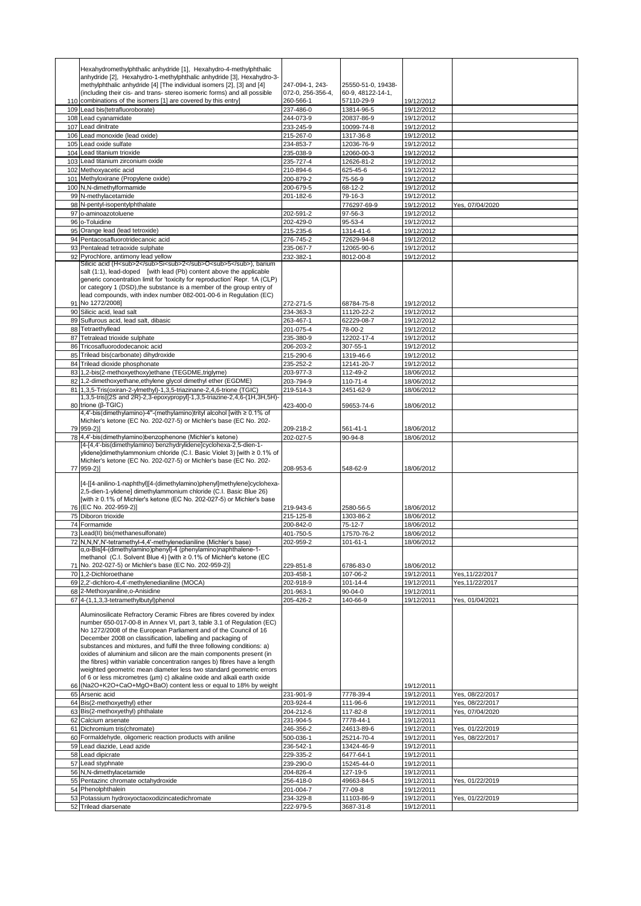| | | | | | |
|---|---|---|---|---|---|
| 110 | Hexahydromethylphthalic anhydride [1], Hexahydro-4-methylphthalic anhydride [2], Hexahydro-1-methylphthalic anhydride [3], Hexahydro-3-methylphthalic anhydride [4] [The individual isomers [2], [3] and [4] (including their cis- and trans- stereo isomeric forms) and all possible combinations of the isomers [1] are covered by this entry] | 247-094-1, 243-072-0, 256-356-4, 260-566-1 | 25550-51-0, 19438-60-9, 48122-14-1, 57110-29-9 | 19/12/2012 | |
| 109 | Lead bis(tetrafluoroborate) | 237-486-0 | 13814-96-5 | 19/12/2012 | |
| 108 | Lead cyanamidate | 244-073-9 | 20837-86-9 | 19/12/2012 | |
| 107 | Lead dinitrate | 233-245-9 | 10099-74-8 | 19/12/2012 | |
| 106 | Lead monoxide (lead oxide) | 215-267-0 | 1317-36-8 | 19/12/2012 | |
| 105 | Lead oxide sulfate | 234-853-7 | 12036-76-9 | 19/12/2012 | |
| 104 | Lead titanium trioxide | 235-038-9 | 12060-00-3 | 19/12/2012 | |
| 103 | Lead titanium zirconium oxide | 235-727-4 | 12626-81-2 | 19/12/2012 | |
| 102 | Methoxyacetic acid | 210-894-6 | 625-45-6 | 19/12/2012 | |
| 101 | Methyloxirane (Propylene oxide) | 200-879-2 | 75-56-9 | 19/12/2012 | |
| 100 | N,N-dimethylformamide | 200-679-5 | 68-12-2 | 19/12/2012 | |
| 99 | N-methylacetamide | 201-182-6 | 79-16-3 | 19/12/2012 | |
| 98 | N-pentyl-isopentylphthalate | | 776297-69-9 | 19/12/2012 | Yes, 07/04/2020 |
| 97 | o-aminoazotoluene | 202-591-2 | 97-56-3 | 19/12/2012 | |
| 96 | o-Toluidine | 202-429-0 | 95-53-4 | 19/12/2012 | |
| 95 | Orange lead (lead tetroxide) | 215-235-6 | 1314-41-6 | 19/12/2012 | |
| 94 | Pentacosafluorotridecanoic acid | 276-745-2 | 72629-94-8 | 19/12/2012 | |
| 93 | Pentalead tetraoxide sulphate | 235-067-7 | 12065-90-6 | 19/12/2012 | |
| 92 | Pyrochlore, antimony lead yellow | 232-382-1 | 8012-00-8 | 19/12/2012 | |
| 91 | Silicic acid ($H_2Si_2O_5$), barium salt (1:1), lead-doped [with lead (Pb) content above the applicable generic concentration limit for 'toxicity for reproduction' Repr. 1A (CLP) or category 1 (DSD),the substance is a member of the group entry of lead compounds, with index number 082-001-00-6 in Regulation (EC) No 1272/2008] | 272-271-5 | 68784-75-8 | 19/12/2012 | |
| 90 | Silicic acid, lead salt | 234-363-3 | 11120-22-2 | 19/12/2012 | |
| 89 | Sulfurous acid, lead salt, dibasic | 263-467-1 | 62229-08-7 | 19/12/2012 | |
| 88 | Tetraethyllead | 201-075-4 | 78-00-2 | 19/12/2012 | |
| 87 | Tetralead trioxide sulphate | 235-380-9 | 12202-17-4 | 19/12/2012 | |
| 86 | Tricosafluorododecanoic acid | 206-203-2 | 307-55-1 | 19/12/2012 | |
| 85 | Trilead bis(carbonate) dihydroxide | 215-290-6 | 1319-46-6 | 19/12/2012 | |
| 84 | Trilead dioxide phosphonate | 235-252-2 | 12141-20-7 | 19/12/2012 | |
| 83 | 1,2-bis(2-methoxyethoxy)ethane (TEGDME,triglyme) | 203-977-3 | 112-49-2 | 18/06/2012 | |
| 82 | 1,2-dimethoxyethane,ethylene glycol dimethyl ether (EGDME) | 203-794-9 | 110-71-4 | 18/06/2012 | |
| 81 | 1,3,5-Tris(oxiran-2-ylmethyl)-1,3,5-triazinane-2,4,6-trione (TGIC) | 219-514-3 | 2451-62-9 | 18/06/2012 | |
| 80 | 1,3,5-tris[(2S and 2R)-2,3-epoxypropyl]-1,3,5-triazine-2,4,6-(1H,3H,5H)-trione (β-TGIC) | 423-400-0 | 59653-74-6 | 18/06/2012 | |
| 79 | 4,4'-bis(dimethylamino)-4''-(methylamino)trityl alcohol [with ≥ 0.1% of Michler's ketone (EC No. 202-027-5) or Michler's base (EC No. 202-959-2)] | 209-218-2 | 561-41-1 | 18/06/2012 | |
| 78 | 4,4'-bis(dimethylamino)benzophenone (Michler's ketone) | 202-027-5 | 90-94-8 | 18/06/2012 | |
| 77 | [4-[4,4'-bis(dimethylamino) benzhydrylidene]cyclohexa-2,5-dien-1-ylidene]dimethylammonium chloride (C.I. Basic Violet 3) [with ≥ 0.1% of Michler's ketone (EC No. 202-027-5) or Michler's base (EC No. 202-959-2)] | 208-953-6 | 548-62-9 | 18/06/2012 | |
| 76 | [4-[[4-anilino-1-naphthyl][4-(dimethylamino)phenyl]methylene]cyclohexa-2,5-dien-1-ylidene] dimethylammonium chloride (C.I. Basic Blue 26) [with ≥ 0.1% of Michler's ketone (EC No. 202-027-5) or Michler's base (EC No. 202-959-2)] | 219-943-6 | 2580-56-5 | 18/06/2012 | |
| 75 | Diboron trioxide | 215-125-8 | 1303-86-2 | 18/06/2012 | |
| 74 | Formamide | 200-842-0 | 75-12-7 | 18/06/2012 | |
| 73 | Lead(II) bis(methanesulfonate) | 401-750-5 | 17570-76-2 | 18/06/2012 | |
| 72 | N,N,N',N'-tetramethyl-4,4'-methylenedianiline (Michler's base) | 202-959-2 | 101-61-1 | 18/06/2012 | |
| 71 | α,α-Bis[4-(dimethylamino)phenyl]-4 (phenylamino)naphthalene-1-methanol (C.I. Solvent Blue 4) [with ≥ 0.1% of Michler's ketone (EC No. 202-027-5) or Michler's base (EC No. 202-959-2)] | 229-851-8 | 6786-83-0 | 18/06/2012 | |
| 70 | 1,2-Dichloroethane | 203-458-1 | 107-06-2 | 19/12/2011 | Yes,11/22/2017 |
| 69 | 2,2'-dichloro-4,4'-methylenedianiline (MOCA) | 202-918-9 | 101-14-4 | 19/12/2011 | Yes,11/22/2017 |
| 68 | 2-Methoxyaniline,o-Anisidine | 201-963-1 | 90-04-0 | 19/12/2011 | |
| 67 | 4-(1,1,3,3-tetramethylbutyl)phenol | 205-426-2 | 140-66-9 | 19/12/2011 | Yes, 01/04/2021 |
| 66 | Aluminosilicate Refractory Ceramic Fibres are fibres covered by index number 650-017-00-8 in Annex VI, part 3, table 3.1 of Regulation (EC) No 1272/2008 of the European Parliament and of the Council of 16 December 2008 on classification, labelling and packaging of substances and mixtures, and fulfil the three following conditions: a) oxides of aluminium and silicon are the main components present (in the fibres) within variable concentration ranges b) fibres have a length weighted geometric mean diameter less two standard geometric errors of 6 or less micrometres (µm) c) alkaline oxide and alkali earth oxide (Na2O+K2O+CaO+MgO+BaO) content less or equal to 18% by weight | | | 19/12/2011 | |
| 65 | Arsenic acid | 231-901-9 | 7778-39-4 | 19/12/2011 | Yes, 08/22/2017 |
| 64 | Bis(2-methoxyethyl) ether | 203-924-4 | 111-96-6 | 19/12/2011 | Yes, 08/22/2017 |
| 63 | Bis(2-methoxyethyl) phthalate | 204-212-6 | 117-82-8 | 19/12/2011 | Yes, 07/04/2020 |
| 62 | Calcium arsenate | 231-904-5 | 7778-44-1 | 19/12/2011 | |
| 61 | Dichromium tris(chromate) | 246-356-2 | 24613-89-6 | 19/12/2011 | Yes, 01/22/2019 |
| 60 | Formaldehyde, oligomeric reaction products with aniline | 500-036-1 | 25214-70-4 | 19/12/2011 | Yes, 08/22/2017 |
| 59 | Lead diazide, Lead azide | 236-542-1 | 13424-46-9 | 19/12/2011 | |
| 58 | Lead dipicrate | 229-335-2 | 6477-64-1 | 19/12/2011 | |
| 57 | Lead styphnate | 239-290-0 | 15245-44-0 | 19/12/2011 | |
| 56 | N,N-dimethylacetamide | 204-826-4 | 127-19-5 | 19/12/2011 | |
| 55 | Pentazinc chromate octahydroxide | 256-418-0 | 49663-84-5 | 19/12/2011 | Yes, 01/22/2019 |
| 54 | Phenolphthalein | 201-004-7 | 77-09-8 | 19/12/2011 | |
| 53 | Potassium hydroxyoctaoxodizincatedichromate | 234-329-8 | 11103-86-9 | 19/12/2011 | Yes, 01/22/2019 |
| 52 | Trilead diarsenate | 222-979-5 | 3687-31-8 | 19/12/2011 | |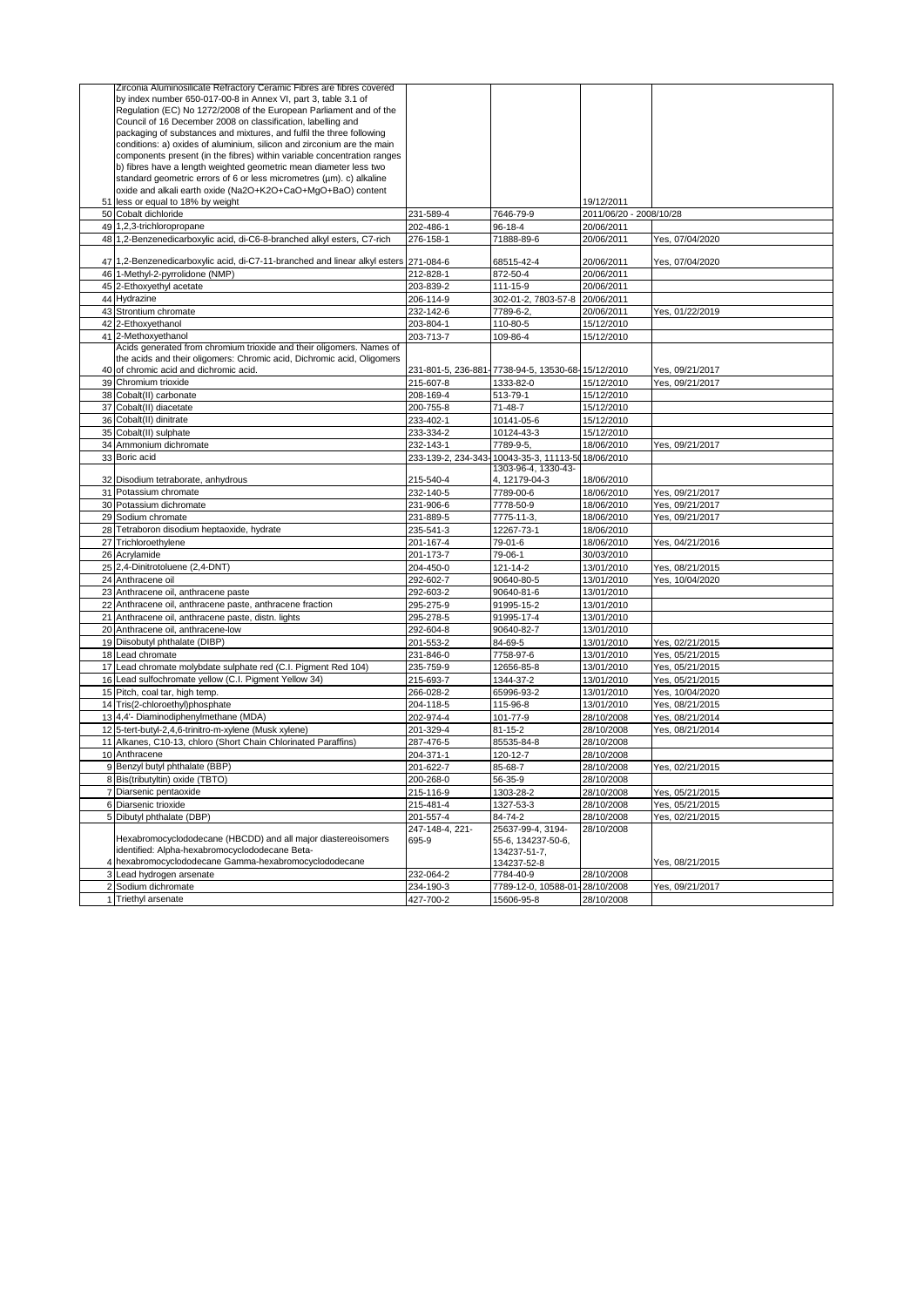| | | | | | |
|---|---|---|---|---|---|
| 51 | Zirconia Aluminosilicate Refractory Ceramic Fibres are fibres covered by index number 650-017-00-8 in Annex VI, part 3, table 3.1 of Regulation (EC) No 1272/2008 of the European Parliament and of the Council of 16 December 2008 on classification, labelling and packaging of substances and mixtures, and fulfil the three following conditions: a) oxides of aluminium, silicon and zirconium are the main components present (in the fibres) within variable concentration ranges b) fibres have a length weighted geometric mean diameter less two standard geometric errors of 6 or less micrometres (µm). c) alkaline oxide and alkali earth oxide (Na2O+K2O+CaO+MgO+BaO) content less or equal to 18% by weight | | | 19/12/2011 | |
| 50 | Cobalt dichloride | 231-589-4 | 7646-79-9 | 2011/06/20 - 2008/10/28 | |
| 49 | 1,2,3-trichloropropane | 202-486-1 | 96-18-4 | 20/06/2011 | |
| 48 | 1,2-Benzenedicarboxylic acid, di-C6-8-branched alkyl esters, C7-rich | 276-158-1 | 71888-89-6 | 20/06/2011 | Yes, 07/04/2020 |
| 47 | 1,2-Benzenedicarboxylic acid, di-C7-11-branched and linear alkyl esters | 271-084-6 | 68515-42-4 | 20/06/2011 | Yes, 07/04/2020 |
| 46 | 1-Methyl-2-pyrrolidone (NMP) | 212-828-1 | 872-50-4 | 20/06/2011 | |
| 45 | 2-Ethoxyethyl acetate | 203-839-2 | 111-15-9 | 20/06/2011 | |
| 44 | Hydrazine | 206-114-9 | 302-01-2, 7803-57-8 | 20/06/2011 | |
| 43 | Strontium chromate | 232-142-6 | 7789-6-2, | 20/06/2011 | Yes, 01/22/2019 |
| 42 | 2-Ethoxyethanol | 203-804-1 | 110-80-5 | 15/12/2010 | |
| 41 | 2-Methoxyethanol | 203-713-7 | 109-86-4 | 15/12/2010 | |
| 40 | Acids generated from chromium trioxide and their oligomers. Names of the acids and their oligomers: Chromic acid, Dichromic acid, Oligomers of chromic acid and dichromic acid. | 231-801-5, 236-881- | 7738-94-5, 13530-68- | 15/12/2010 | Yes, 09/21/2017 |
| 39 | Chromium trioxide | 215-607-8 | 1333-82-0 | 15/12/2010 | Yes, 09/21/2017 |
| 38 | Cobalt(II) carbonate | 208-169-4 | 513-79-1 | 15/12/2010 | |
| 37 | Cobalt(II) diacetate | 200-755-8 | 71-48-7 | 15/12/2010 | |
| 36 | Cobalt(II) dinitrate | 233-402-1 | 10141-05-6 | 15/12/2010 | |
| 35 | Cobalt(II) sulphate | 233-334-2 | 10124-43-3 | 15/12/2010 | |
| 34 | Ammonium dichromate | 232-143-1 | 7789-9-5, | 18/06/2010 | Yes, 09/21/2017 |
| 33 | Boric acid | 233-139-2, 234-343- | 10043-35-3, 11113-50 | 18/06/2010 | |
| 32 | Disodium tetraborate, anhydrous | 215-540-4 | 1303-96-4, 1330-43-4, 12179-04-3 | 18/06/2010 | |
| 31 | Potassium chromate | 232-140-5 | 7789-00-6 | 18/06/2010 | Yes, 09/21/2017 |
| 30 | Potassium dichromate | 231-906-6 | 7778-50-9 | 18/06/2010 | Yes, 09/21/2017 |
| 29 | Sodium chromate | 231-889-5 | 7775-11-3, | 18/06/2010 | Yes, 09/21/2017 |
| 28 | Tetraboron disodium heptaoxide, hydrate | 235-541-3 | 12267-73-1 | 18/06/2010 | |
| 27 | Trichloroethylene | 201-167-4 | 79-01-6 | 18/06/2010 | Yes, 04/21/2016 |
| 26 | Acrylamide | 201-173-7 | 79-06-1 | 30/03/2010 | |
| 25 | 2,4-Dinitrotoluene (2,4-DNT) | 204-450-0 | 121-14-2 | 13/01/2010 | Yes, 08/21/2015 |
| 24 | Anthracene oil | 292-602-7 | 90640-80-5 | 13/01/2010 | Yes, 10/04/2020 |
| 23 | Anthracene oil, anthracene paste | 292-603-2 | 90640-81-6 | 13/01/2010 | |
| 22 | Anthracene oil, anthracene paste, anthracene fraction | 295-275-9 | 91995-15-2 | 13/01/2010 | |
| 21 | Anthracene oil, anthracene paste, distn. lights | 295-278-5 | 91995-17-4 | 13/01/2010 | |
| 20 | Anthracene oil, anthracene-low | 292-604-8 | 90640-82-7 | 13/01/2010 | |
| 19 | Diisobutyl phthalate (DIBP) | 201-553-2 | 84-69-5 | 13/01/2010 | Yes, 02/21/2015 |
| 18 | Lead chromate | 231-846-0 | 7758-97-6 | 13/01/2010 | Yes, 05/21/2015 |
| 17 | Lead chromate molybdate sulphate red (C.I. Pigment Red 104) | 235-759-9 | 12656-85-8 | 13/01/2010 | Yes, 05/21/2015 |
| 16 | Lead sulfochromate yellow (C.I. Pigment Yellow 34) | 215-693-7 | 1344-37-2 | 13/01/2010 | Yes, 05/21/2015 |
| 15 | Pitch, coal tar, high temp. | 266-028-2 | 65996-93-2 | 13/01/2010 | Yes, 10/04/2020 |
| 14 | Tris(2-chloroethyl)phosphate | 204-118-5 | 115-96-8 | 13/01/2010 | Yes, 08/21/2015 |
| 13 | 4,4'- Diaminodiphenylmethane (MDA) | 202-974-4 | 101-77-9 | 28/10/2008 | Yes, 08/21/2014 |
| 12 | 5-tert-butyl-2,4,6-trinitro-m-xylene (Musk xylene) | 201-329-4 | 81-15-2 | 28/10/2008 | Yes, 08/21/2014 |
| 11 | Alkanes, C10-13, chloro (Short Chain Chlorinated Paraffins) | 287-476-5 | 85535-84-8 | 28/10/2008 | |
| 10 | Anthracene | 204-371-1 | 120-12-7 | 28/10/2008 | |
| 9 | Benzyl butyl phthalate (BBP) | 201-622-7 | 85-68-7 | 28/10/2008 | Yes, 02/21/2015 |
| 8 | Bis(tributyltin) oxide (TBTO) | 200-268-0 | 56-35-9 | 28/10/2008 | |
| 7 | Diarsenic pentaoxide | 215-116-9 | 1303-28-2 | 28/10/2008 | Yes, 05/21/2015 |
| 6 | Diarsenic trioxide | 215-481-4 | 1327-53-3 | 28/10/2008 | Yes, 05/21/2015 |
| 5 | Dibutyl phthalate (DBP) | 201-557-4 | 84-74-2 | 28/10/2008 | Yes, 02/21/2015 |
| 4 | Hexabromocyclododecane (HBCDD) and all major diastereoisomers identified: Alpha-hexabromocyclododecane Beta-hexabromocyclododecane Gamma-hexabromocyclododecane | 247-148-4, 221-695-9 | 25637-99-4, 3194-55-6, 134237-50-6, 134237-51-7, 134237-52-8 | 28/10/2008 | Yes, 08/21/2015 |
| 3 | Lead hydrogen arsenate | 232-064-2 | 7784-40-9 | 28/10/2008 | |
| 2 | Sodium dichromate | 234-190-3 | 7789-12-0, 10588-01- | 28/10/2008 | Yes, 09/21/2017 |
| 1 | Triethyl arsenate | 427-700-2 | 15606-95-8 | 28/10/2008 | |